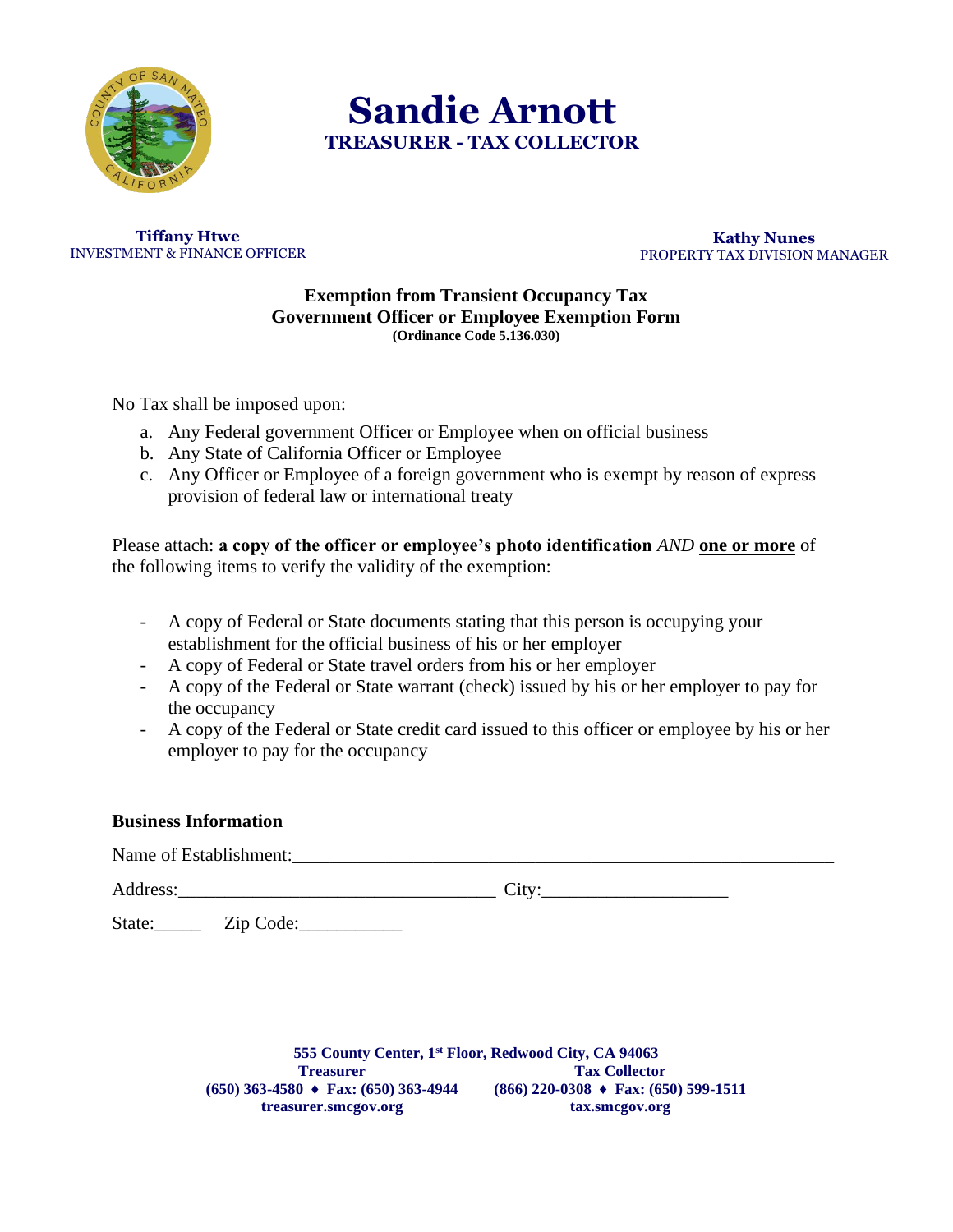# Sandie Arnott

## TREASURER - TAX COLLECTOR

**Tiffany Htwe**
INVESTMENT & FINANCE OFFICER

**Kathy Nunes**
PROPERTY TAX DIVISION MANAGER

### Exemption from Transient Occupancy Tax
### Government Officer or Employee Exemption Form
**(Ordinance Code 5.136.030)**

No Tax shall be imposed upon:

a. Any Federal government Officer or Employee when on official business
b. Any State of California Officer or Employee
c. Any Officer or Employee of a foreign government who is exempt by reason of express provision of federal law or international treaty

Please attach: **a copy of the officer or employee's photo identification** *AND* **<u>one or more</u>** of the following items to verify the validity of the exemption:

- A copy of Federal or State documents stating that this person is occupying your establishment for the official business of his or her employer
- A copy of Federal or State travel orders from his or her employer
- A copy of the Federal or State warrant (check) issued by his or her employer to pay for the occupancy
- A copy of the Federal or State credit card issued to this officer or employee by his or her employer to pay for the occupancy

**Business Information**

Name of Establishment:___________________________________________________________

Address:__________________________________ City:___________________

State:_____ Zip Code:___________

**555 County Center, 1st Floor, Redwood City, CA 94063**

**Treasurer**
**(650) 363-4580 ♦ Fax: (650) 363-4944**
**treasurer.smcgov.org**

**Tax Collector**
**(866) 220-0308 ♦ Fax: (650) 599-1511**
**tax.smcgov.org**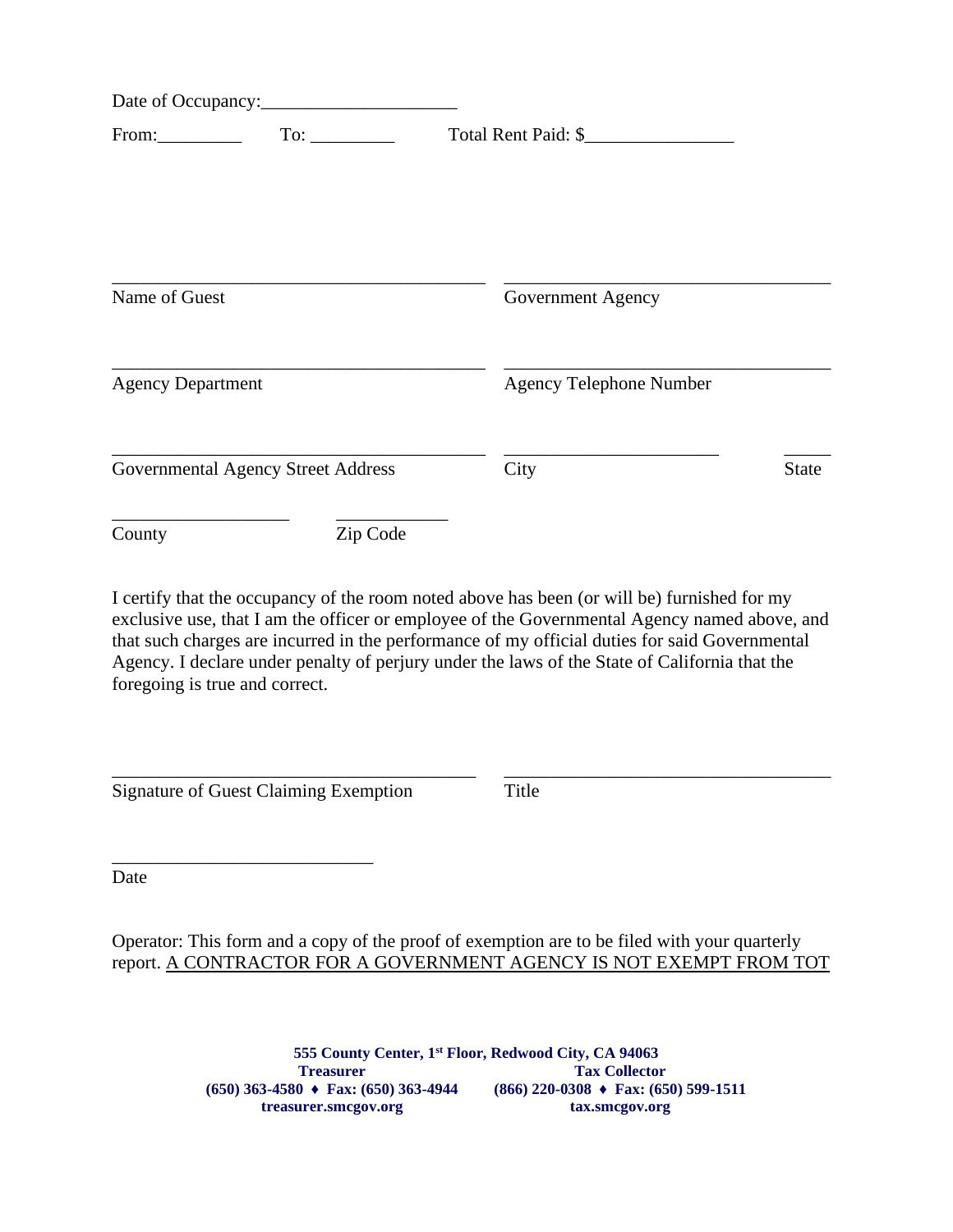Date of Occupancy:_____________________

From:_________ To: _________ Total Rent Paid: $________________

________________________________________ ________________________________________
Name of Guest Government Agency

________________________________________ ________________________________________
Agency Department Agency Telephone Number

________________________________________ ________________________ _____
Governmental Agency Street Address City State

___________________ ____________
County Zip Code

I certify that the occupancy of the room noted above has been (or will be) furnished for my exclusive use, that I am the officer or employee of the Governmental Agency named above, and that such charges are incurred in the performance of my official duties for said Governmental Agency. I declare under penalty of perjury under the laws of the State of California that the foregoing is true and correct.

________________________________________ ________________________________________
Signature of Guest Claiming Exemption Title

____________________________
Date

Operator: This form and a copy of the proof of exemption are to be filed with your quarterly report. <u>A CONTRACTOR FOR A GOVERNMENT AGENCY IS NOT EXEMPT FROM TOT</u>

**555 County Center, 1st Floor, Redwood City, CA 94063**

**Treasurer**
**(650) 363-4580 ♦ Fax: (650) 363-4944**
**treasurer.smcgov.org**

**Tax Collector**
**(866) 220-0308 ♦ Fax: (650) 599-1511**
**tax.smcgov.org**